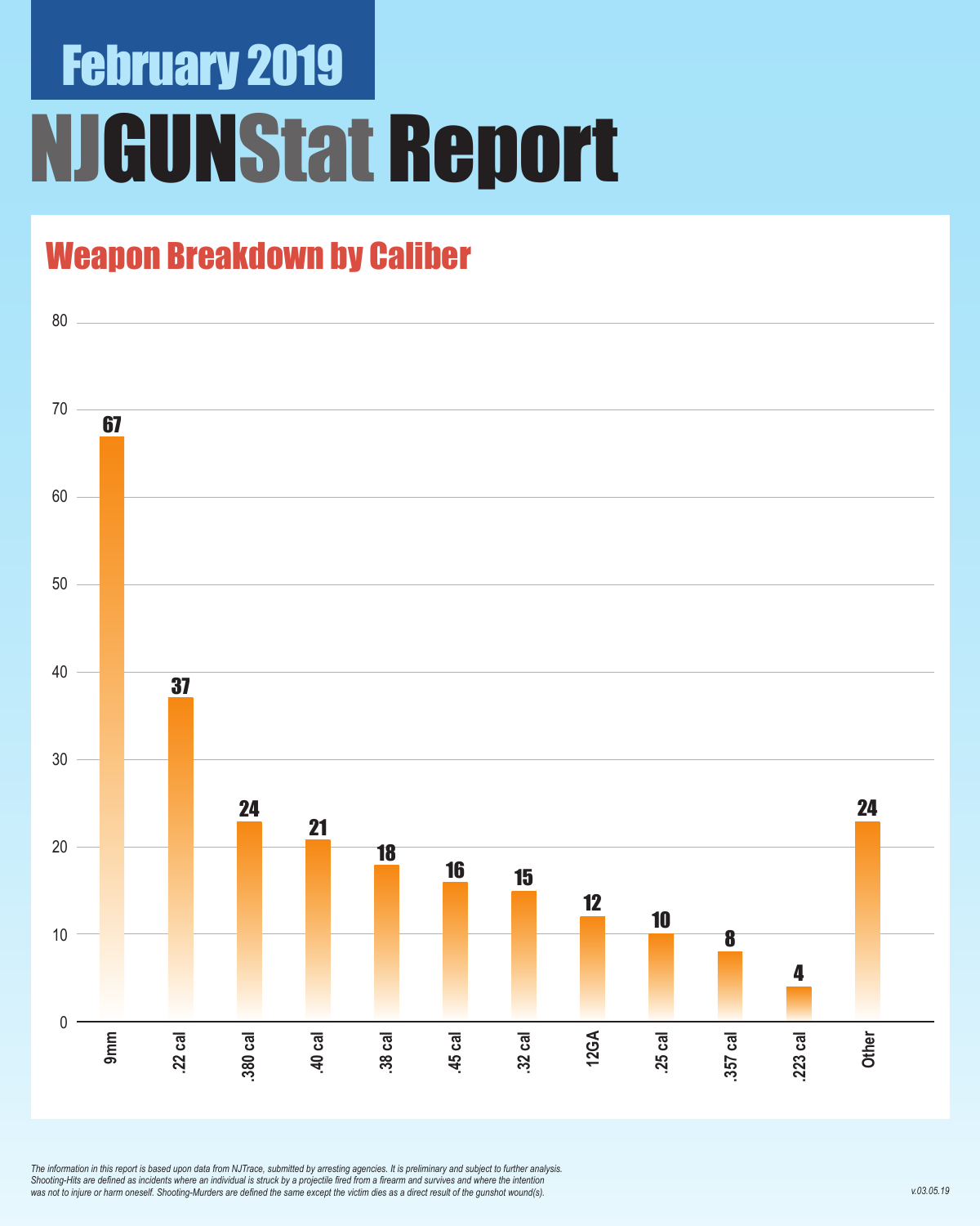# February 2019

# NJGUNStat Report

## Weapon Breakdown by Caliber

| Caliber | Count |
|---|---|
| 9mm | 67 |
| .22 cal | 37 |
| .380 cal | 24 |
| .40 cal | 21 |
| .38 cal | 18 |
| .45 cal | 16 |
| .32 cal | 15 |
| 12GA | 12 |
| .25 cal | 10 |
| .357 cal | 8 |
| .223 cal | 4 |
| Other | 24 |

*The information in this report is based upon data from NJTrace, submitted by arresting agencies. It is preliminary and subject to further analysis. Shooting-Hits are defined as incidents where an individual is struck by a projectile fired from a firearm and survives and where the intention was not to injure or harm oneself. Shooting-Murders are defined the same except the victim dies as a direct result of the gunshot wound(s).*

v.03.05.19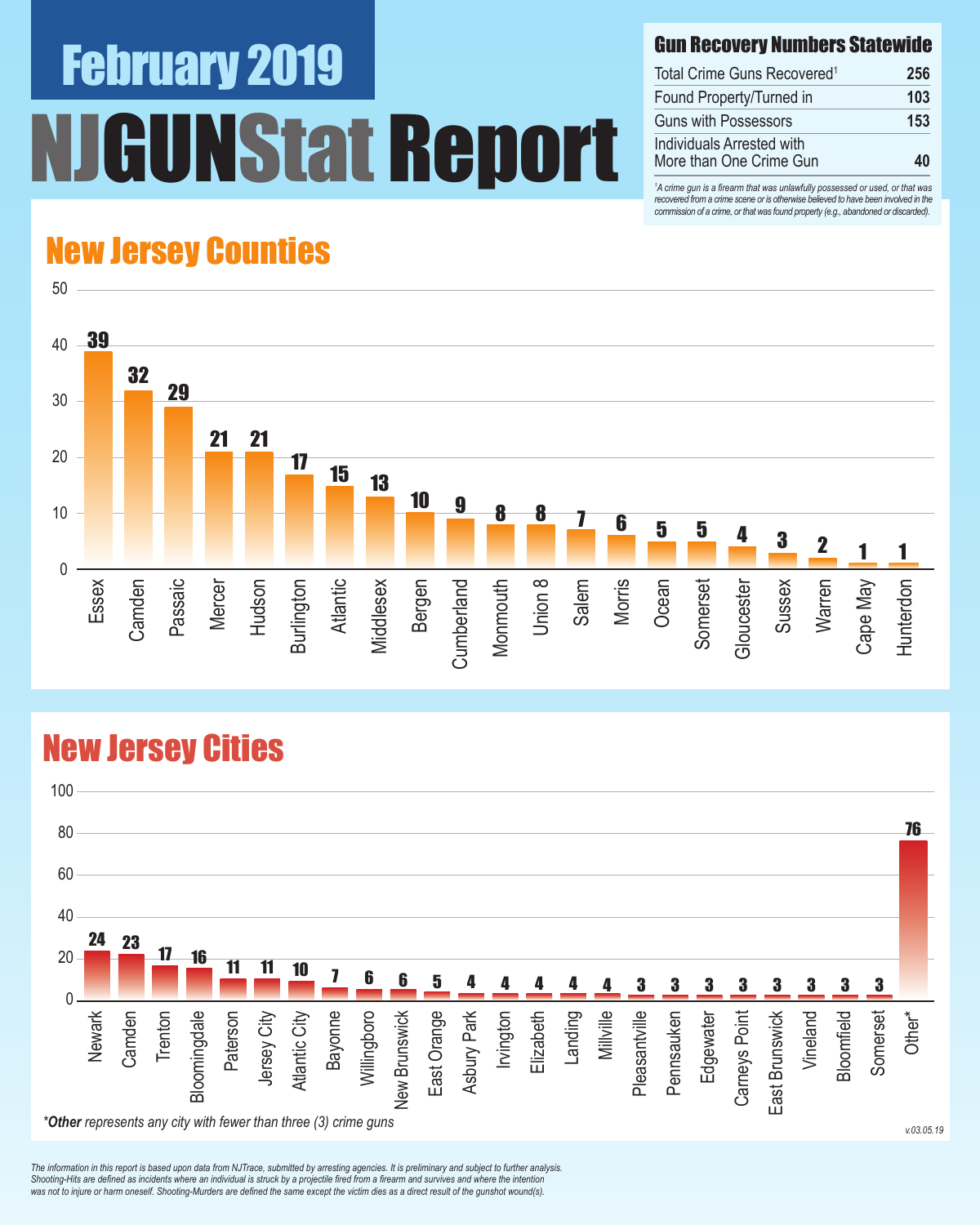# February 2019

# NJGUNStat Report

## Gun Recovery Numbers Statewide

| | |
|---|---|
| Total Crime Guns Recovered[1] | 256 |
| Found Property/Turned in | 103 |
| Guns with Possessors | 153 |
| Individuals Arrested with More than One Crime Gun | 40 |

*[1]A crime gun is a firearm that was unlawfully possessed or used, or that was recovered from a crime scene or is otherwise believed to have been involved in the commission of a crime, or that was found property (e.g., abandoned or discarded).*

## New Jersey Counties

50
40
30
20
10
0

39 Essex
32 Camden
29 Passaic
21 Mercer
21 Hudson
17 Burlington
15 Atlantic
13 Middlesex
10 Bergen
9 Cumberland
8 Monmouth
8 Union 8
7 Salem
6 Morris
5 Ocean
5 Somerset
4 Gloucester
3 Sussex
2 Warren
1 Cape May
1 Hunterdon

## New Jersey Cities

100
80
60
40
20
0

24 Newark
23 Camden
17 Trenton
16 Bloomingdale
11 Paterson
11 Jersey City
10 Atlantic City
7 Bayonne
6 Willingboro
6 New Brunswick
5 East Orange
4 Asbury Park
4 Irvington
4 Elizabeth
4 Landing
4 Millville
3 Pleasantville
3 Pennsauken
3 Edgewater
3 Carneys Point
3 East Brunswick
3 Vineland
3 Bloomfield
3 Somerset
76 Other*

***Other** represents any city with fewer than three (3) crime guns*

v.03.05.19

*The information in this report is based upon data from NJTrace, submitted by arresting agencies. It is preliminary and subject to further analysis. Shooting-Hits are defined as incidents where an individual is struck by a projectile fired from a firearm and survives and where the intention was not to injure or harm oneself. Shooting-Murders are defined the same except the victim dies as a direct result of the gunshot wound(s).*